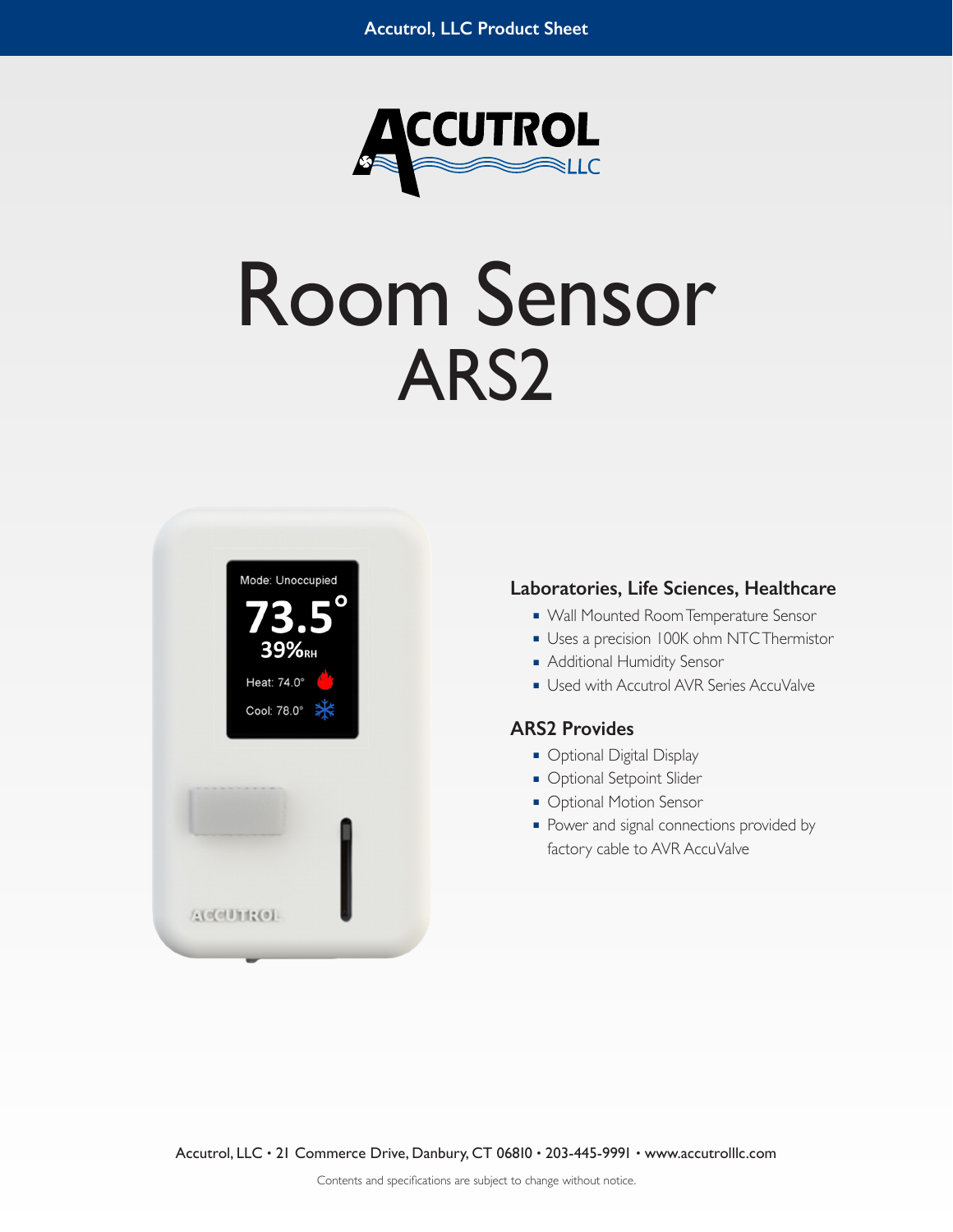Accutrol, LLC Product Sheet

# Room Sensor
# ARS2

## Laboratories, Life Sciences, Healthcare

- Wall Mounted Room Temperature Sensor
- Uses a precision 100K ohm NTC Thermistor
- Additional Humidity Sensor
- Used with Accutrol AVR Series AccuValve

## ARS2 Provides

- Optional Digital Display
- Optional Setpoint Slider
- Optional Motion Sensor
- Power and signal connections provided by factory cable to AVR AccuValve

Accutrol, LLC • 21 Commerce Drive, Danbury, CT 06810 • 203-445-9991 • www.accutrolllc.com

Contents and specifications are subject to change without notice.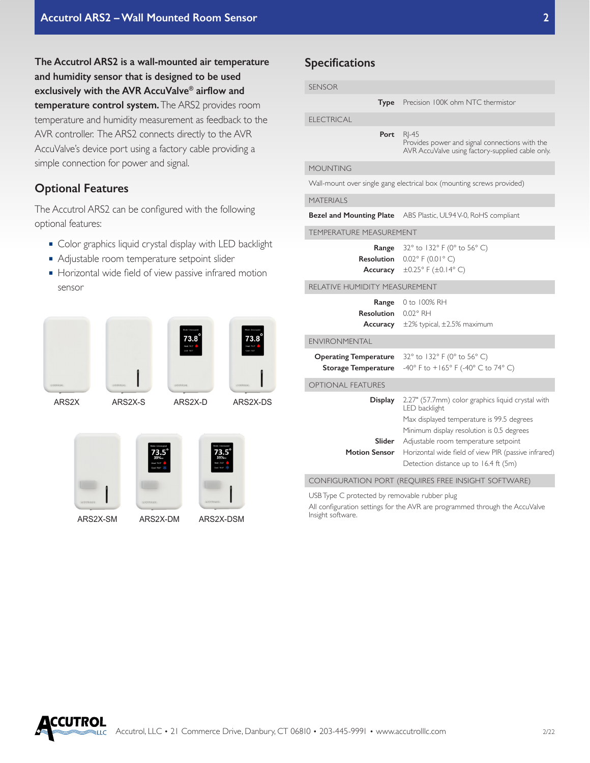**The Accutrol ARS2 is a wall-mounted air temperature and humidity sensor that is designed to be used exclusively with the AVR AccuValve® airflow and temperature control system.** The ARS2 provides room temperature and humidity measurement as feedback to the AVR controller. The ARS2 connects directly to the AVR AccuValve's device port using a factory cable providing a simple connection for power and signal.

## Optional Features

The Accutrol ARS2 can be configured with the following optional features:

- Color graphics liquid crystal display with LED backlight
- Adjustable room temperature setpoint slider
- Horizontal wide field of view passive infrared motion sensor

ARS2X ARS2X-S ARS2X-D ARS2X-DS

ARS2X-SM ARS2X-DM ARS2X-DSM

## Specifications

| SENSOR | |
|---|---|
| **Type** | Precision 100K ohm NTC thermistor |
| ELECTRICAL | |
| **Port** | RJ-45<br>Provides power and signal connections with the AVR AccuValve using factory-supplied cable only. |
| MOUNTING | |
| Wall-mount over single gang electrical box (mounting screws provided) | |
| MATERIALS | |
| **Bezel and Mounting Plate** | ABS Plastic, UL94 V-0, RoHS compliant |
| TEMPERATURE MEASUREMENT | |
| **Range** | 32° to 132° F (0° to 56° C) |
| **Resolution** | 0.02° F (0.01° C) |
| **Accuracy** | ±0.25° F (±0.14° C) |
| RELATIVE HUMIDITY MEASUREMENT | |
| **Range** | 0 to 100% RH |
| **Resolution** | 0.02° RH |
| **Accuracy** | ±2% typical, ±2.5% maximum |
| ENVIRONMENTAL | |
| **Operating Temperature** | 32° to 132° F (0° to 56° C) |
| **Storage Temperature** | -40° F to +165° F (-40° C to 74° C) |
| OPTIONAL FEATURES | |
| **Display** | 2.27" (57.7mm) color graphics liquid crystal with LED backlight |
| | Max displayed temperature is 99.5 degrees |
| | Minimum display resolution is 0.5 degrees |
| **Slider** | Adjustable room temperature setpoint |
| **Motion Sensor** | Horizontal wide field of view PIR (passive infrared) |
| | Detection distance up to 16.4 ft (5m) |
| CONFIGURATION PORT (REQUIRES FREE INSIGHT SOFTWARE) | |
| USB Type C protected by removable rubber plug | |
| All configuration settings for the AVR are programmed through the AccuValve Insight software. | |

Accutrol, LLC • 21 Commerce Drive, Danbury, CT 06810 • 203-445-9991 • www.accutrolllc.com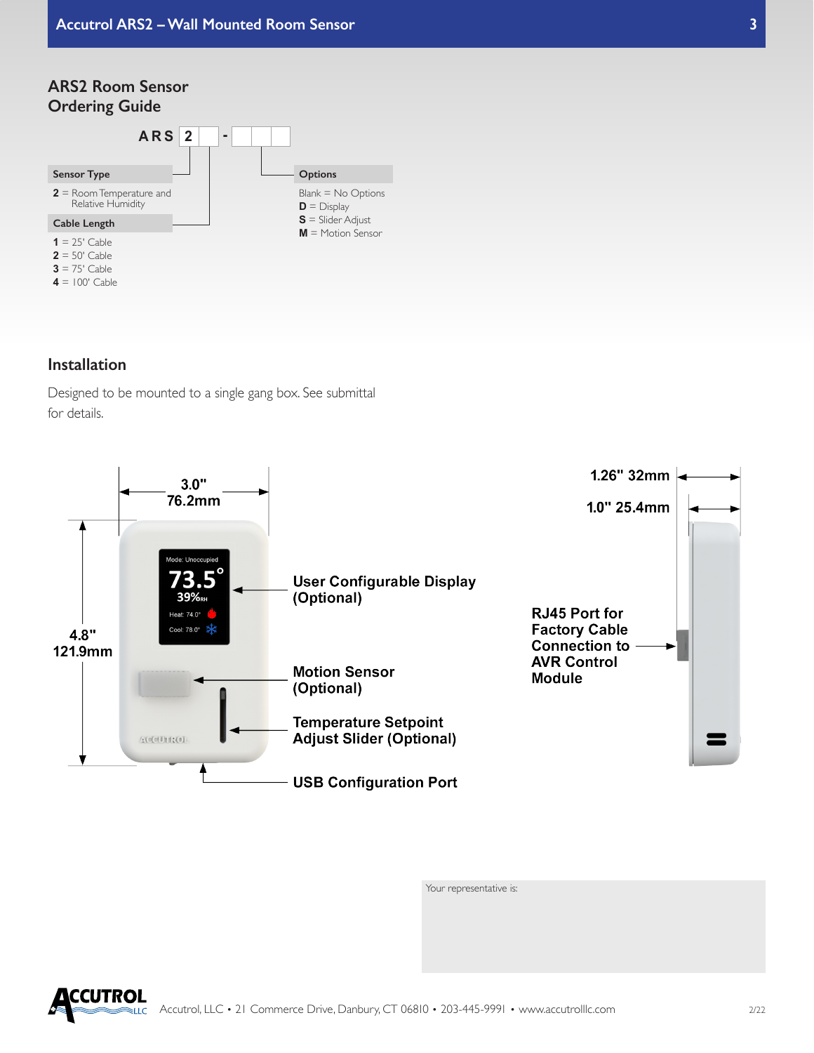## ARS2 Room Sensor Ordering Guide

ARS 2 [ ] - [ ] [ ] [ ]

**Sensor Type**

**2** = Room Temperature and Relative Humidity

**Cable Length**

**1** = 25' Cable
**2** = 50' Cable
**3** = 75' Cable
**4** = 100' Cable

**Options**

Blank = No Options
**D** = Display
**S** = Slider Adjust
**M** = Motion Sensor

## Installation

Designed to be mounted to a single gang box. See submittal for details.

3.0"
76.2mm

4.8"
121.9mm

Mode: Unoccupied
73.5°
39%RH
Heat: 74.0°
Cool: 78.0°

ACCUTROL

User Configurable Display (Optional)

Motion Sensor (Optional)

Temperature Setpoint Adjust Slider (Optional)

USB Configuration Port

1.26" 32mm

1.0" 25.4mm

RJ45 Port for Factory Cable Connection to AVR Control Module

Your representative is:

Accutrol, LLC • 21 Commerce Drive, Danbury, CT 06810 • 203-445-9991 • www.accutrolllc.com

2/22